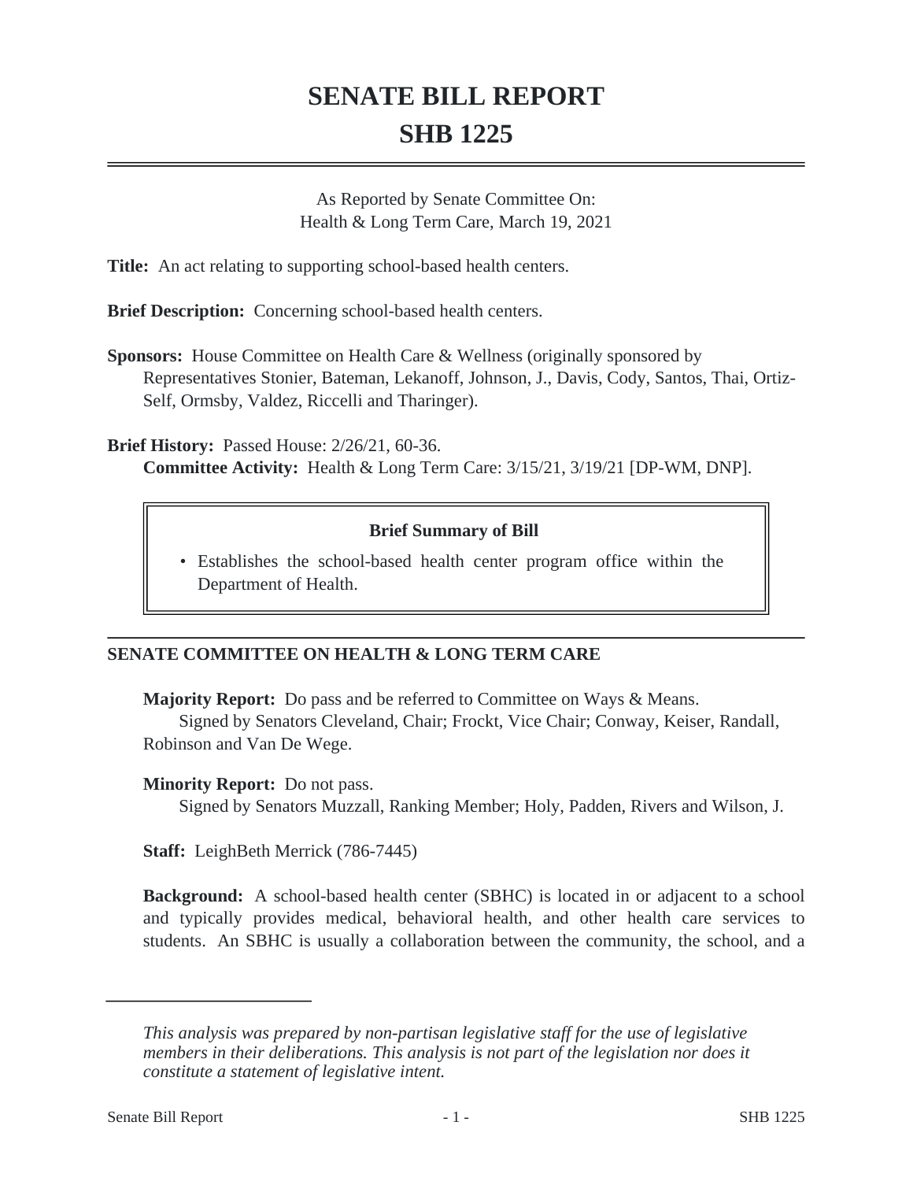# SENATE BILL REPORT
# SHB 1225

As Reported by Senate Committee On:
Health & Long Term Care, March 19, 2021

**Title:** An act relating to supporting school-based health centers.

**Brief Description:** Concerning school-based health centers.

**Sponsors:** House Committee on Health Care & Wellness (originally sponsored by Representatives Stonier, Bateman, Lekanoff, Johnson, J., Davis, Cody, Santos, Thai, Ortiz-Self, Ormsby, Valdez, Riccelli and Tharinger).

**Brief History:** Passed House: 2/26/21, 60-36.
**Committee Activity:** Health & Long Term Care: 3/15/21, 3/19/21 [DP-WM, DNP].

**Brief Summary of Bill**

- Establishes the school-based health center program office within the Department of Health.

## SENATE COMMITTEE ON HEALTH & LONG TERM CARE

**Majority Report:** Do pass and be referred to Committee on Ways & Means.
Signed by Senators Cleveland, Chair; Frockt, Vice Chair; Conway, Keiser, Randall, Robinson and Van De Wege.

**Minority Report:** Do not pass.
Signed by Senators Muzzall, Ranking Member; Holy, Padden, Rivers and Wilson, J.

**Staff:** LeighBeth Merrick (786-7445)

**Background:** A school-based health center (SBHC) is located in or adjacent to a school and typically provides medical, behavioral health, and other health care services to students. An SBHC is usually a collaboration between the community, the school, and a

*This analysis was prepared by non-partisan legislative staff for the use of legislative members in their deliberations. This analysis is not part of the legislation nor does it constitute a statement of legislative intent.*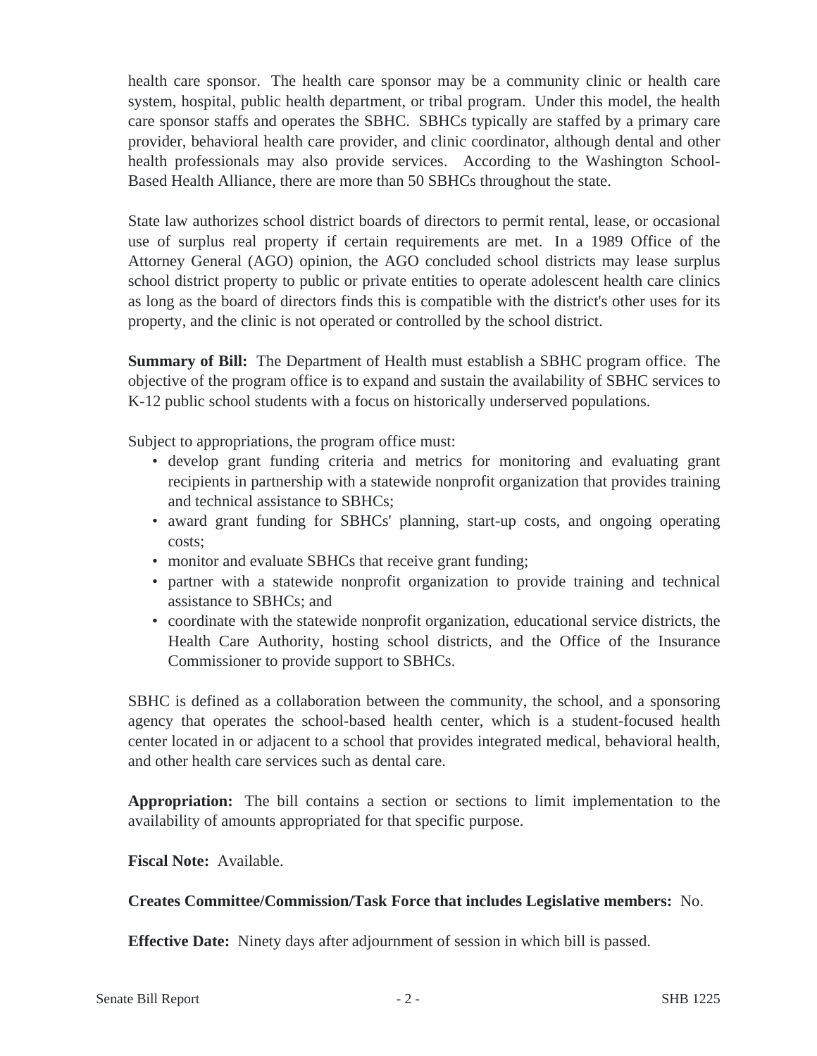health care sponsor. The health care sponsor may be a community clinic or health care system, hospital, public health department, or tribal program. Under this model, the health care sponsor staffs and operates the SBHC. SBHCs typically are staffed by a primary care provider, behavioral health care provider, and clinic coordinator, although dental and other health professionals may also provide services. According to the Washington School-Based Health Alliance, there are more than 50 SBHCs throughout the state.

State law authorizes school district boards of directors to permit rental, lease, or occasional use of surplus real property if certain requirements are met. In a 1989 Office of the Attorney General (AGO) opinion, the AGO concluded school districts may lease surplus school district property to public or private entities to operate adolescent health care clinics as long as the board of directors finds this is compatible with the district's other uses for its property, and the clinic is not operated or controlled by the school district.

**Summary of Bill:** The Department of Health must establish a SBHC program office. The objective of the program office is to expand and sustain the availability of SBHC services to K-12 public school students with a focus on historically underserved populations.

Subject to appropriations, the program office must:

- develop grant funding criteria and metrics for monitoring and evaluating grant recipients in partnership with a statewide nonprofit organization that provides training and technical assistance to SBHCs;
- award grant funding for SBHCs' planning, start-up costs, and ongoing operating costs;
- monitor and evaluate SBHCs that receive grant funding;
- partner with a statewide nonprofit organization to provide training and technical assistance to SBHCs; and
- coordinate with the statewide nonprofit organization, educational service districts, the Health Care Authority, hosting school districts, and the Office of the Insurance Commissioner to provide support to SBHCs.

SBHC is defined as a collaboration between the community, the school, and a sponsoring agency that operates the school-based health center, which is a student-focused health center located in or adjacent to a school that provides integrated medical, behavioral health, and other health care services such as dental care.

**Appropriation:** The bill contains a section or sections to limit implementation to the availability of amounts appropriated for that specific purpose.

**Fiscal Note:** Available.

**Creates Committee/Commission/Task Force that includes Legislative members:** No.

**Effective Date:** Ninety days after adjournment of session in which bill is passed.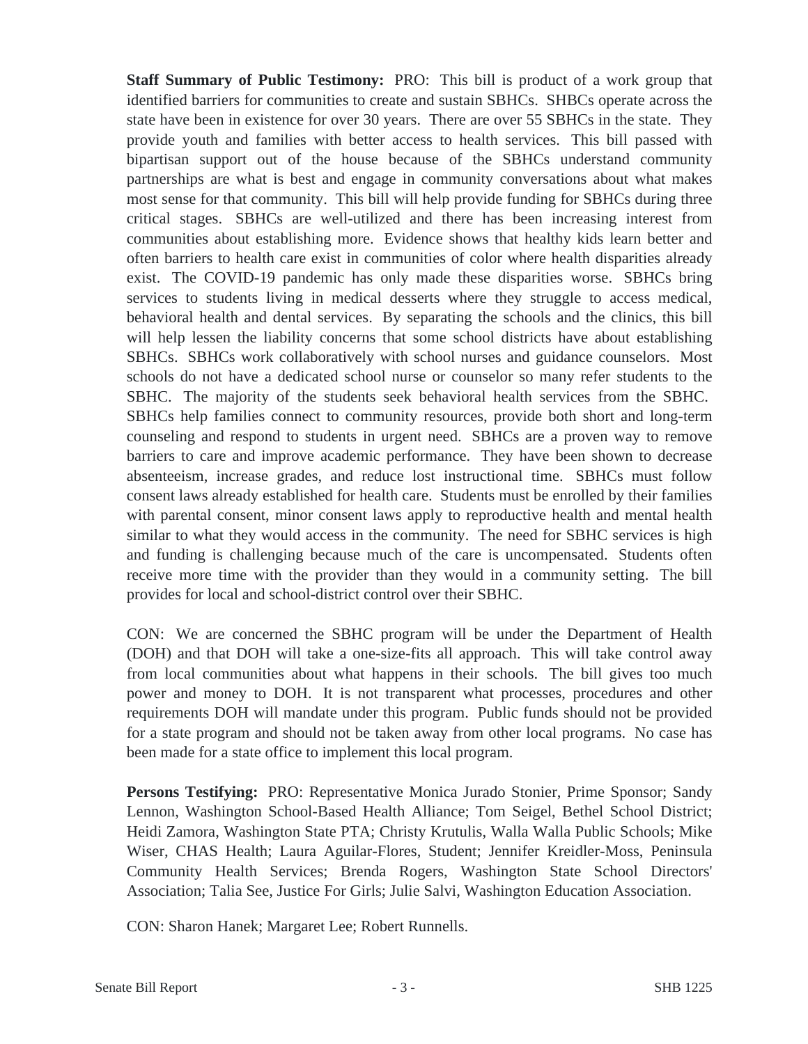**Staff Summary of Public Testimony:** PRO: This bill is product of a work group that identified barriers for communities to create and sustain SBHCs. SHBCs operate across the state have been in existence for over 30 years. There are over 55 SBHCs in the state. They provide youth and families with better access to health services. This bill passed with bipartisan support out of the house because of the SBHCs understand community partnerships are what is best and engage in community conversations about what makes most sense for that community. This bill will help provide funding for SBHCs during three critical stages. SBHCs are well-utilized and there has been increasing interest from communities about establishing more. Evidence shows that healthy kids learn better and often barriers to health care exist in communities of color where health disparities already exist. The COVID-19 pandemic has only made these disparities worse. SBHCs bring services to students living in medical desserts where they struggle to access medical, behavioral health and dental services. By separating the schools and the clinics, this bill will help lessen the liability concerns that some school districts have about establishing SBHCs. SBHCs work collaboratively with school nurses and guidance counselors. Most schools do not have a dedicated school nurse or counselor so many refer students to the SBHC. The majority of the students seek behavioral health services from the SBHC. SBHCs help families connect to community resources, provide both short and long-term counseling and respond to students in urgent need. SBHCs are a proven way to remove barriers to care and improve academic performance. They have been shown to decrease absenteeism, increase grades, and reduce lost instructional time. SBHCs must follow consent laws already established for health care. Students must be enrolled by their families with parental consent, minor consent laws apply to reproductive health and mental health similar to what they would access in the community. The need for SBHC services is high and funding is challenging because much of the care is uncompensated. Students often receive more time with the provider than they would in a community setting. The bill provides for local and school-district control over their SBHC.

CON: We are concerned the SBHC program will be under the Department of Health (DOH) and that DOH will take a one-size-fits all approach. This will take control away from local communities about what happens in their schools. The bill gives too much power and money to DOH. It is not transparent what processes, procedures and other requirements DOH will mandate under this program. Public funds should not be provided for a state program and should not be taken away from other local programs. No case has been made for a state office to implement this local program.

**Persons Testifying:** PRO: Representative Monica Jurado Stonier, Prime Sponsor; Sandy Lennon, Washington School-Based Health Alliance; Tom Seigel, Bethel School District; Heidi Zamora, Washington State PTA; Christy Krutulis, Walla Walla Public Schools; Mike Wiser, CHAS Health; Laura Aguilar-Flores, Student; Jennifer Kreidler-Moss, Peninsula Community Health Services; Brenda Rogers, Washington State School Directors' Association; Talia See, Justice For Girls; Julie Salvi, Washington Education Association.

CON: Sharon Hanek; Margaret Lee; Robert Runnells.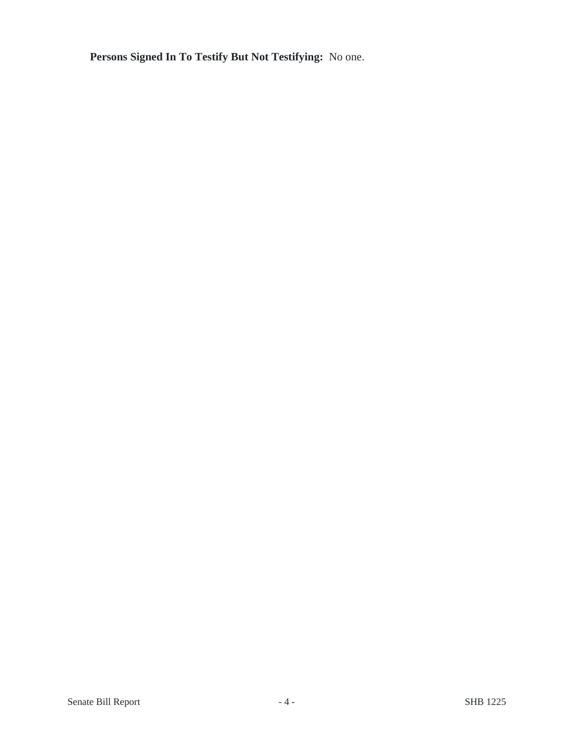**Persons Signed In To Testify But Not Testifying:** No one.